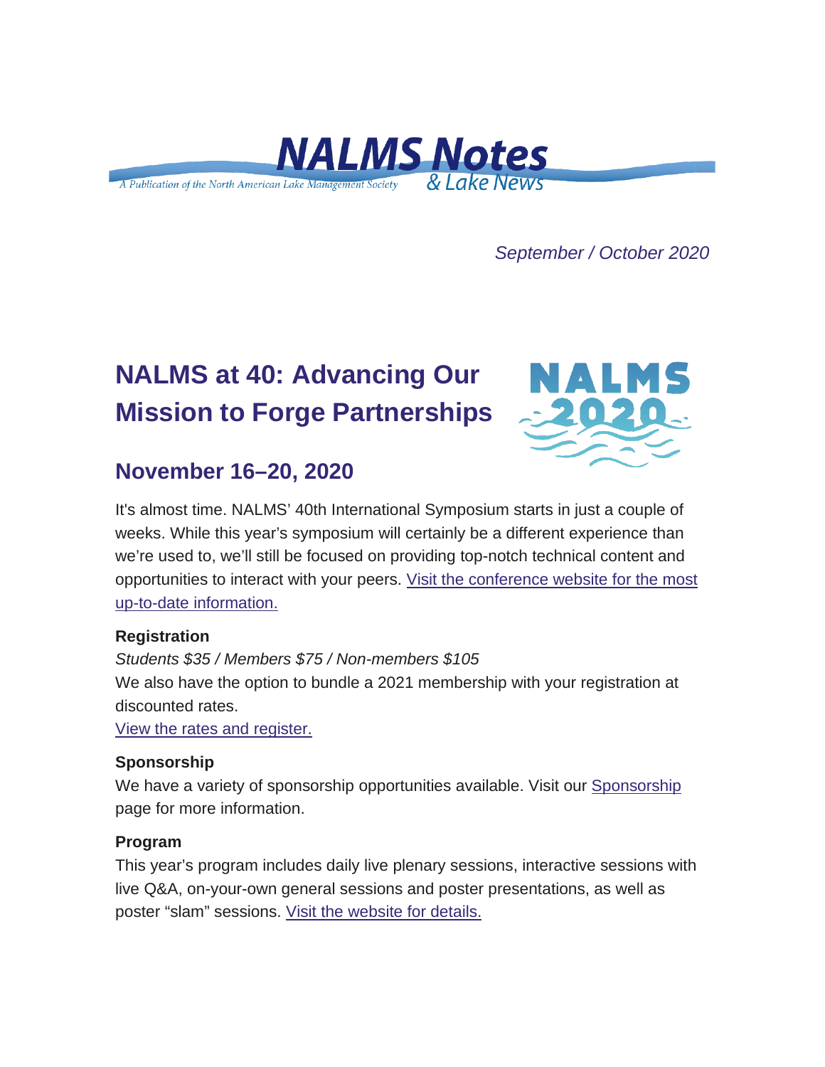# NALMS Notes & Lake News

A Publication of the North American Lake Management Society

*September / October 2020*

## NALMS at 40: Advancing Our Mission to Forge Partnerships

NALMS 2020

## November 16–20, 2020

It's almost time. NALMS' 40th International Symposium starts in just a couple of weeks. While this year's symposium will certainly be a different experience than we're used to, we'll still be focused on providing top-notch technical content and opportunities to interact with your peers. Visit the conference website for the most up-to-date information.

**Registration**

*Students $35 / Members $75 / Non-members $105*

We also have the option to bundle a 2021 membership with your registration at discounted rates.

View the rates and register.

**Sponsorship**

We have a variety of sponsorship opportunities available. Visit our Sponsorship page for more information.

**Program**

This year's program includes daily live plenary sessions, interactive sessions with live Q&A, on-your-own general sessions and poster presentations, as well as poster "slam" sessions. Visit the website for details.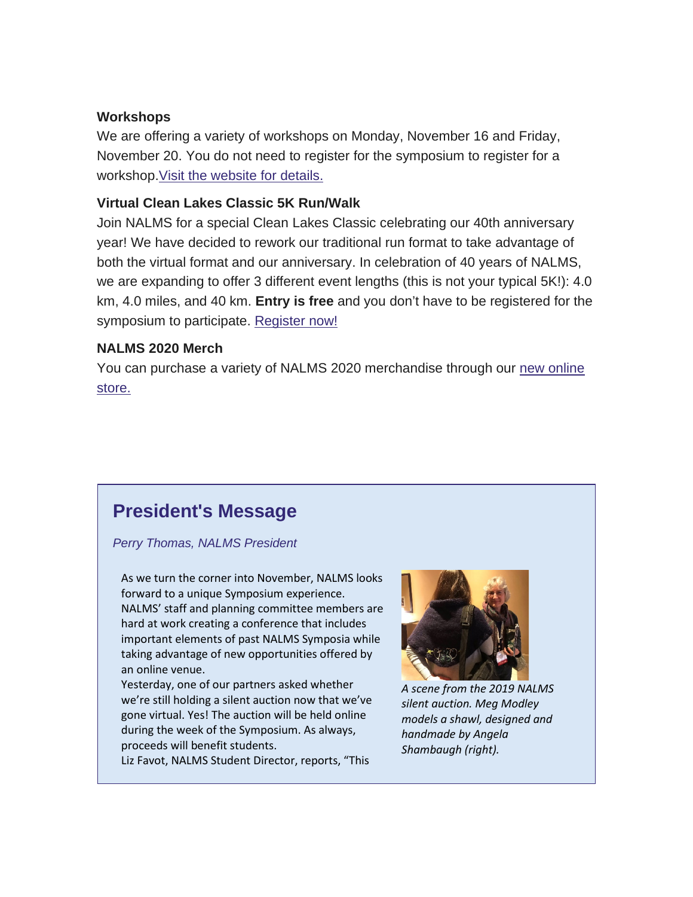**Workshops**

We are offering a variety of workshops on Monday, November 16 and Friday, November 20. You do not need to register for the symposium to register for a workshop.Visit the website for details.

**Virtual Clean Lakes Classic 5K Run/Walk**

Join NALMS for a special Clean Lakes Classic celebrating our 40th anniversary year! We have decided to rework our traditional run format to take advantage of both the virtual format and our anniversary. In celebration of 40 years of NALMS, we are expanding to offer 3 different event lengths (this is not your typical 5K!): 4.0 km, 4.0 miles, and 40 km. **Entry is free** and you don't have to be registered for the symposium to participate. Register now!

**NALMS 2020 Merch**

You can purchase a variety of NALMS 2020 merchandise through our new online store.

## President's Message

*Perry Thomas, NALMS President*

As we turn the corner into November, NALMS looks forward to a unique Symposium experience. NALMS' staff and planning committee members are hard at work creating a conference that includes important elements of past NALMS Symposia while taking advantage of new opportunities offered by an online venue.

Yesterday, one of our partners asked whether we're still holding a silent auction now that we've gone virtual. Yes! The auction will be held online during the week of the Symposium. As always, proceeds will benefit students.

*A scene from the 2019 NALMS silent auction. Meg Modley models a shawl, designed and handmade by Angela Shambaugh (right).*

Liz Favot, NALMS Student Director, reports, "This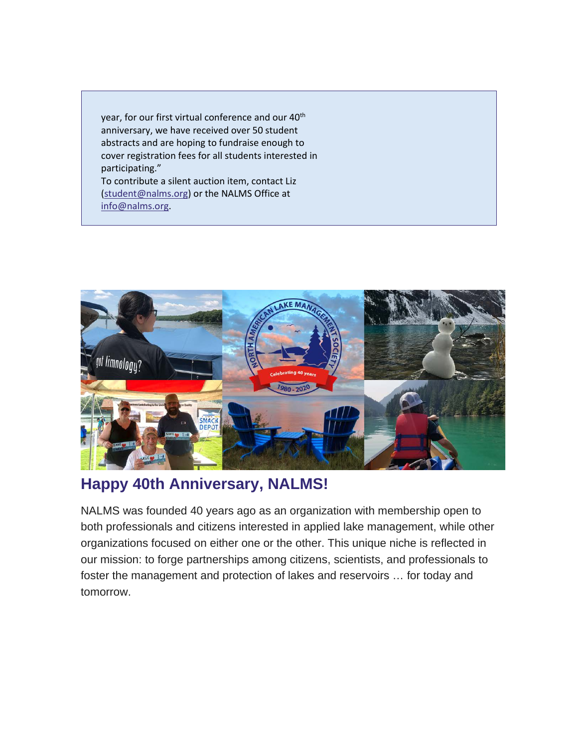year, for our first virtual conference and our 40th anniversary, we have received over 50 student abstracts and are hoping to fundraise enough to cover registration fees for all students interested in participating."

To contribute a silent auction item, contact Liz (student@nalms.org) or the NALMS Office at info@nalms.org.

## Happy 40th Anniversary, NALMS!

NALMS was founded 40 years ago as an organization with membership open to both professionals and citizens interested in applied lake management, while other organizations focused on either one or the other. This unique niche is reflected in our mission: to forge partnerships among citizens, scientists, and professionals to foster the management and protection of lakes and reservoirs … for today and tomorrow.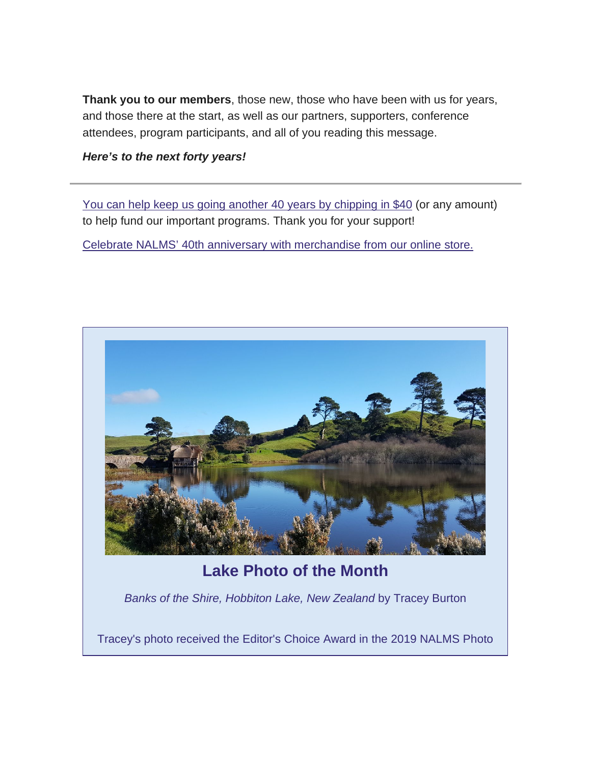**Thank you to our members**, those new, those who have been with us for years, and those there at the start, as well as our partners, supporters, conference attendees, program participants, and all of you reading this message.

***Here's to the next forty years!***

---

You can help keep us going another 40 years by chipping in $40 (or any amount) to help fund our important programs. Thank you for your support!

Celebrate NALMS' 40th anniversary with merchandise from our online store.

## Lake Photo of the Month

*Banks of the Shire, Hobbiton Lake, New Zealand* by Tracey Burton

Tracey's photo received the Editor's Choice Award in the 2019 NALMS Photo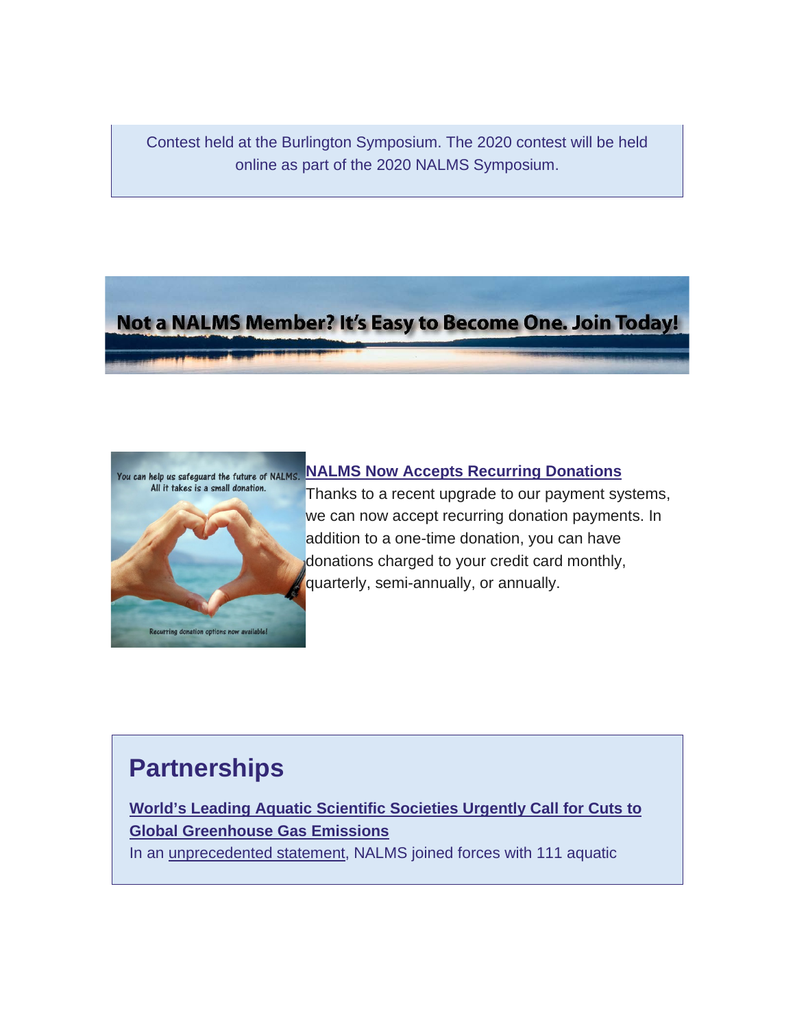Contest held at the Burlington Symposium. The 2020 contest will be held online as part of the 2020 NALMS Symposium.

Not a NALMS Member? It's Easy to Become One. Join Today!

You can help us safeguard the future of NALMS. All it takes is a small donation.

Recurring donation options now available!

**NALMS Now Accepts Recurring Donations**

Thanks to a recent upgrade to our payment systems, we can now accept recurring donation payments. In addition to a one-time donation, you can have donations charged to your credit card monthly, quarterly, semi-annually, or annually.

## Partnerships

**World's Leading Aquatic Scientific Societies Urgently Call for Cuts to Global Greenhouse Gas Emissions**

In an unprecedented statement, NALMS joined forces with 111 aquatic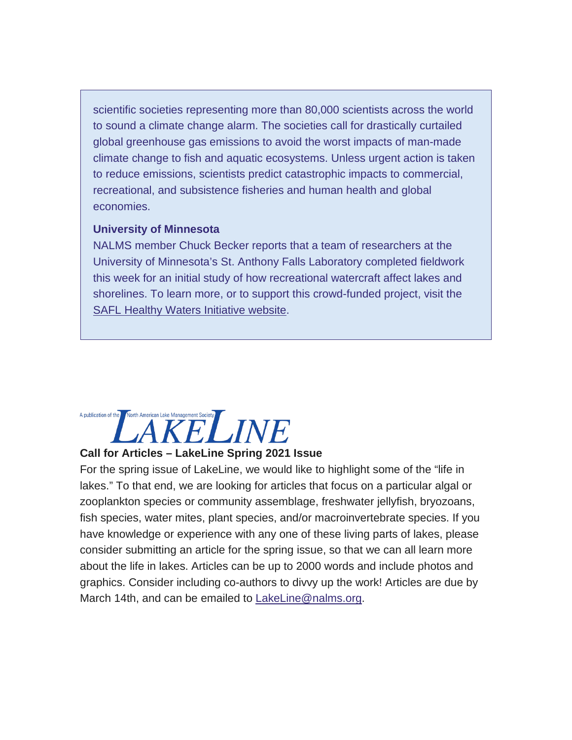scientific societies representing more than 80,000 scientists across the world to sound a climate change alarm. The societies call for drastically curtailed global greenhouse gas emissions to avoid the worst impacts of man-made climate change to fish and aquatic ecosystems. Unless urgent action is taken to reduce emissions, scientists predict catastrophic impacts to commercial, recreational, and subsistence fisheries and human health and global economies.

**University of Minnesota**

NALMS member Chuck Becker reports that a team of researchers at the University of Minnesota's St. Anthony Falls Laboratory completed fieldwork this week for an initial study of how recreational watercraft affect lakes and shorelines. To learn more, or to support this crowd-funded project, visit the SAFL Healthy Waters Initiative website.

A publication of the North American Lake Management Society LAKELINE

**Call for Articles – LakeLine Spring 2021 Issue**

For the spring issue of LakeLine, we would like to highlight some of the "life in lakes." To that end, we are looking for articles that focus on a particular algal or zooplankton species or community assemblage, freshwater jellyfish, bryozoans, fish species, water mites, plant species, and/or macroinvertebrate species. If you have knowledge or experience with any one of these living parts of lakes, please consider submitting an article for the spring issue, so that we can all learn more about the life in lakes. Articles can be up to 2000 words and include photos and graphics. Consider including co-authors to divvy up the work! Articles are due by March 14th, and can be emailed to LakeLine@nalms.org.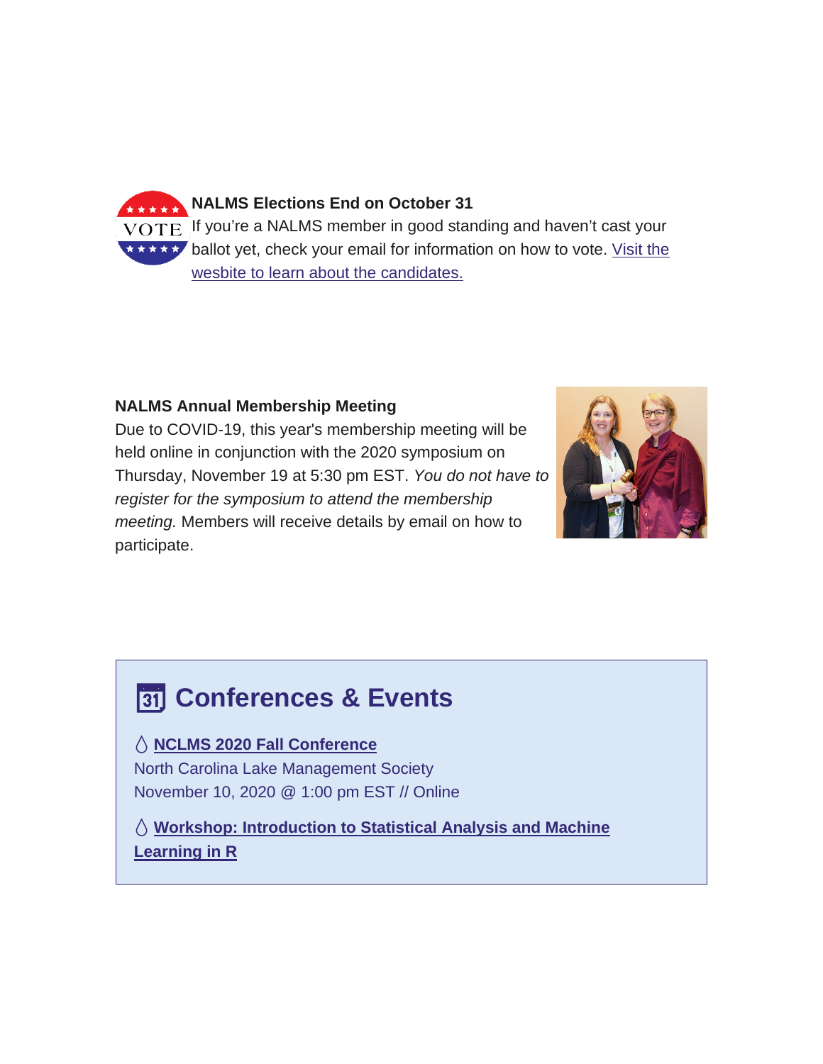**NALMS Elections End on October 31**

If you're a NALMS member in good standing and haven't cast your ballot yet, check your email for information on how to vote. Visit the wesbite to learn about the candidates.

**NALMS Annual Membership Meeting**

Due to COVID-19, this year's membership meeting will be held online in conjunction with the 2020 symposium on Thursday, November 19 at 5:30 pm EST. *You do not have to register for the symposium to attend the membership meeting.* Members will receive details by email on how to participate.

## Conferences & Events

**NCLMS 2020 Fall Conference**
North Carolina Lake Management Society
November 10, 2020 @ 1:00 pm EST // Online

**Workshop: Introduction to Statistical Analysis and Machine Learning in R**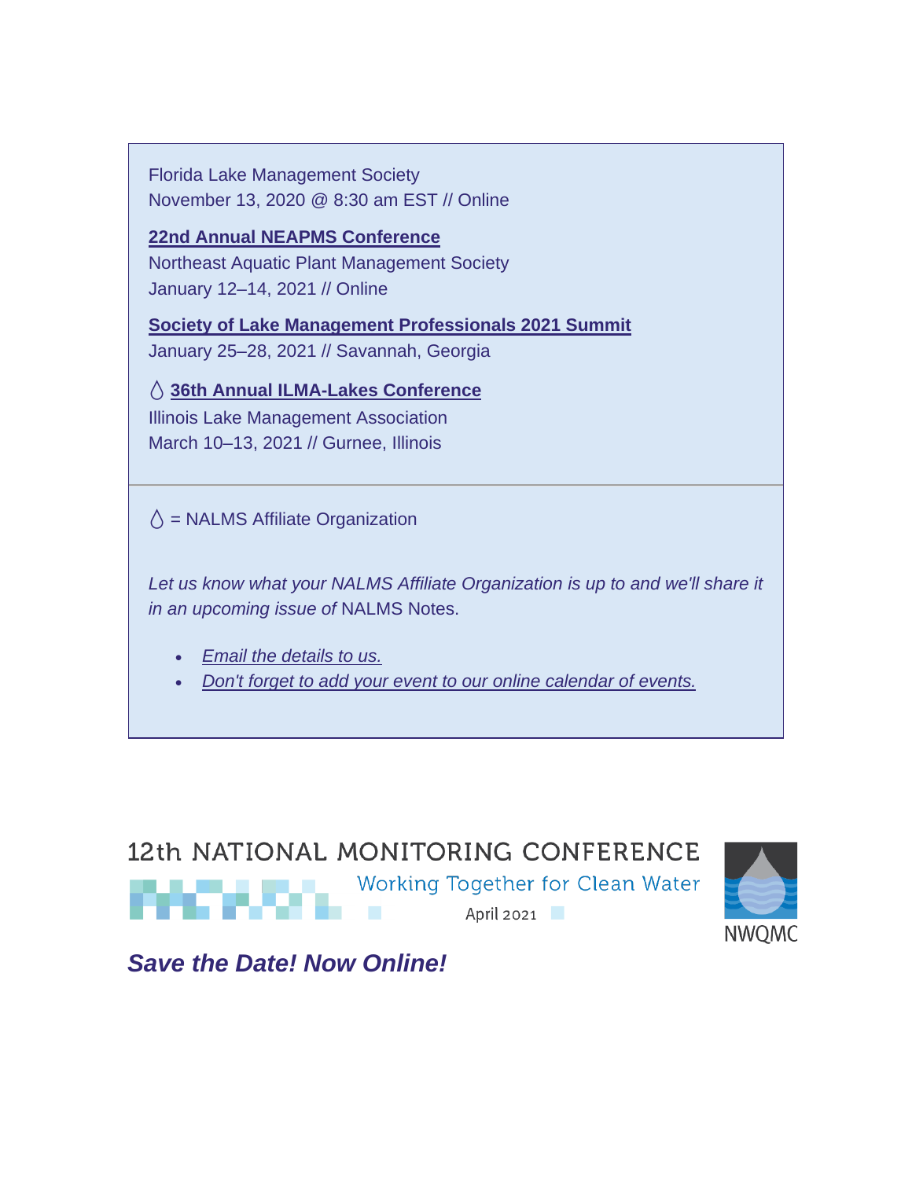Florida Lake Management Society
November 13, 2020 @ 8:30 am EST // Online

**22nd Annual NEAPMS Conference**
Northeast Aquatic Plant Management Society
January 12–14, 2021 // Online

**Society of Lake Management Professionals 2021 Summit**
January 25–28, 2021 // Savannah, Georgia

💧 **36th Annual ILMA-Lakes Conference**
Illinois Lake Management Association
March 10–13, 2021 // Gurnee, Illinois

💧 = NALMS Affiliate Organization

*Let us know what your NALMS Affiliate Organization is up to and we'll share it in an upcoming issue of* NALMS Notes.

- *Email the details to us.*
- *Don't forget to add your event to our online calendar of events.*

12th NATIONAL MONITORING CONFERENCE

Working Together for Clean Water

April 2021

NWQMC

***Save the Date! Now Online!***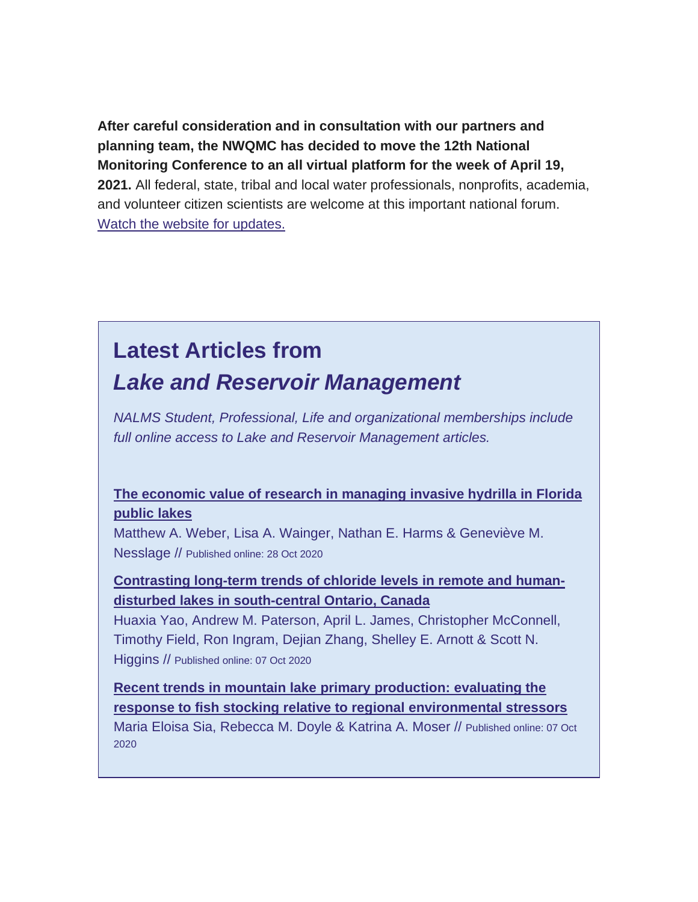**After careful consideration and in consultation with our partners and planning team, the NWQMC has decided to move the 12th National Monitoring Conference to an all virtual platform for the week of April 19, 2021.** All federal, state, tribal and local water professionals, nonprofits, academia, and volunteer citizen scientists are welcome at this important national forum. Watch the website for updates.

## Latest Articles from *Lake and Reservoir Management*

*NALMS Student, Professional, Life and organizational memberships include full online access to Lake and Reservoir Management articles.*

**The economic value of research in managing invasive hydrilla in Florida public lakes**
Matthew A. Weber, Lisa A. Wainger, Nathan E. Harms & Geneviève M. Nesslage // Published online: 28 Oct 2020

**Contrasting long-term trends of chloride levels in remote and human-disturbed lakes in south-central Ontario, Canada**
Huaxia Yao, Andrew M. Paterson, April L. James, Christopher McConnell, Timothy Field, Ron Ingram, Dejian Zhang, Shelley E. Arnott & Scott N. Higgins // Published online: 07 Oct 2020

**Recent trends in mountain lake primary production: evaluating the response to fish stocking relative to regional environmental stressors**
Maria Eloisa Sia, Rebecca M. Doyle & Katrina A. Moser // Published online: 07 Oct 2020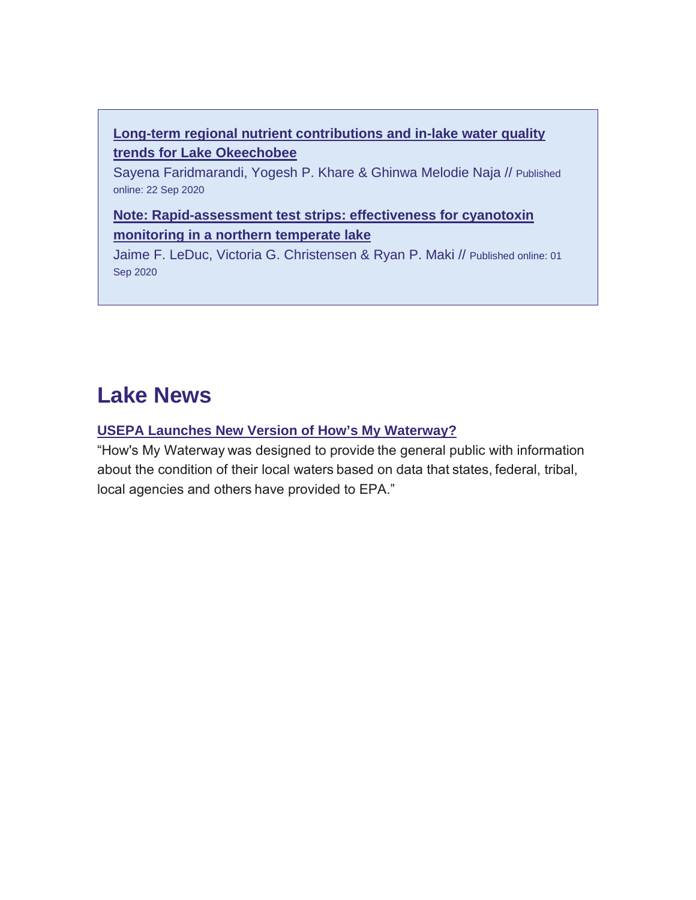**Long-term regional nutrient contributions and in-lake water quality trends for Lake Okeechobee**

Sayena Faridmarandi, Yogesh P. Khare & Ghinwa Melodie Naja // Published online: 22 Sep 2020

**Note: Rapid-assessment test strips: effectiveness for cyanotoxin monitoring in a northern temperate lake**

Jaime F. LeDuc, Victoria G. Christensen & Ryan P. Maki // Published online: 01 Sep 2020

# Lake News

**USEPA Launches New Version of How's My Waterway?**

"How's My Waterway was designed to provide the general public with information about the condition of their local waters based on data that states, federal, tribal, local agencies and others have provided to EPA."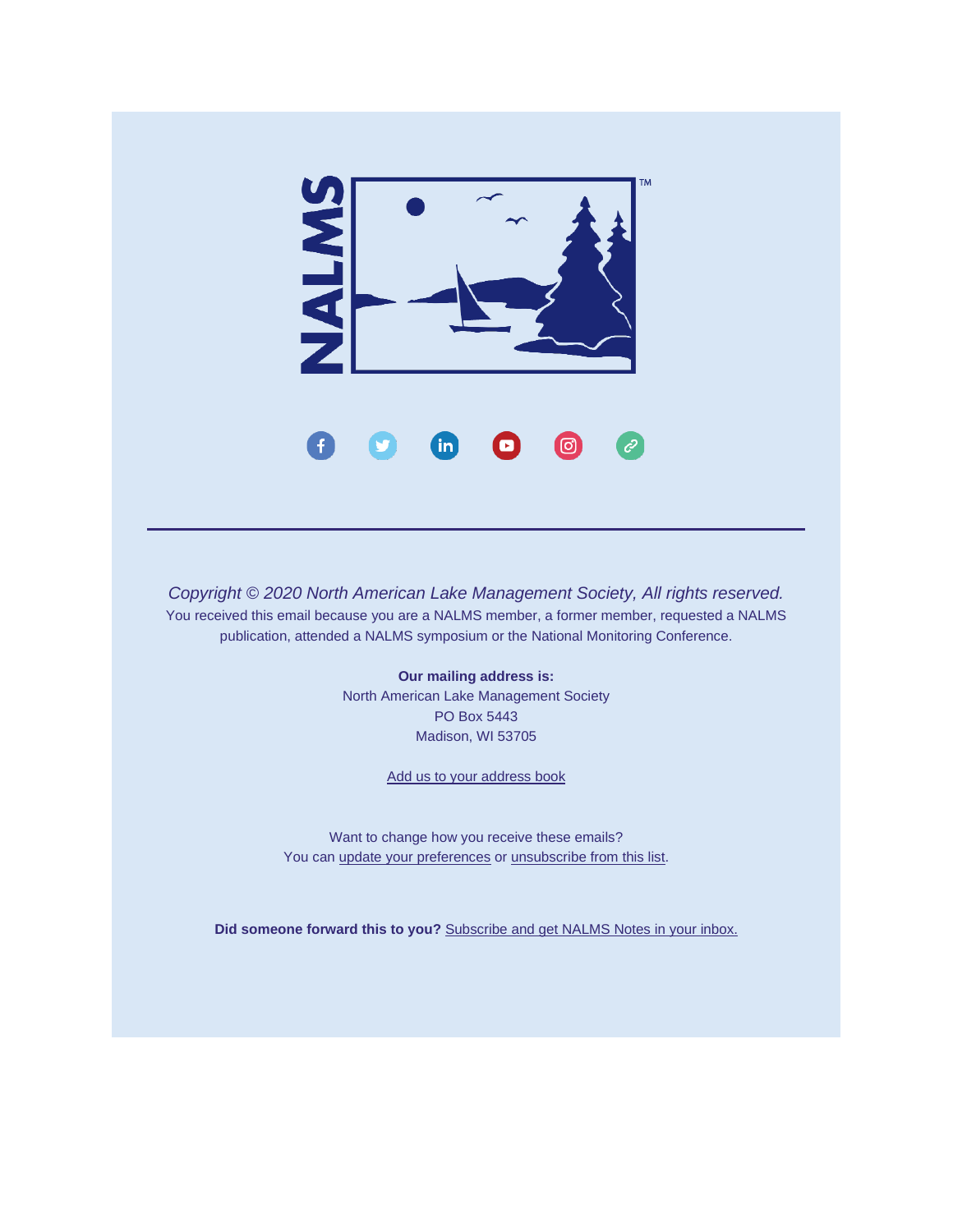*Copyright © 2020 North American Lake Management Society, All rights reserved.*
You received this email because you are a NALMS member, a former member, requested a NALMS publication, attended a NALMS symposium or the National Monitoring Conference.

**Our mailing address is:**
North American Lake Management Society
PO Box 5443
Madison, WI 53705

Add us to your address book

Want to change how you receive these emails?
You can update your preferences or unsubscribe from this list.

**Did someone forward this to you?** Subscribe and get NALMS Notes in your inbox.